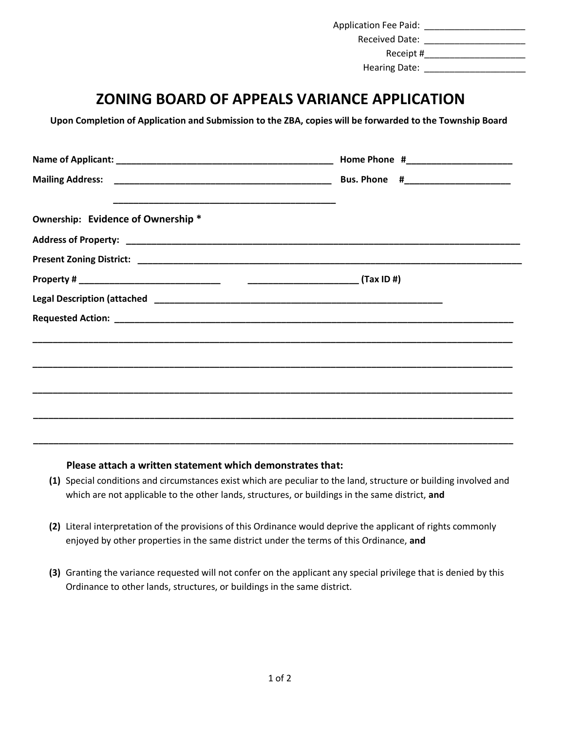Application Fee Paid: ____________________

Received Date: ____________________

Receipt #____________________

Hearing Date: ____________________

# ZONING BOARD OF APPEALS VARIANCE APPLICATION

**Upon Completion of Application and Submission to the ZBA, copies will be forwarded to the Township Board**

**Name of Applicant:** ____________________________________________ **Home Phone #**_____________________

**Mailing Address:** ____________________________________________ **Bus. Phone #**_____________________

____________________________________________

**Ownership:** Evidence of Ownership *

**Address of Property:** ________________________________________________________________________________

**Present Zoning District:** ________________________________________________________________________________

**Property #** ____________________________ ______________________ **(Tax ID #)**

**Legal Description (attached** ____________________________________________________________

**Requested Action:** ________________________________________________________________________________

________________________________________________________________________________________________

________________________________________________________________________________________________

________________________________________________________________________________________________

________________________________________________________________________________________________

________________________________________________________________________________________________

**Please attach a written statement which demonstrates that:**

**(1)** Special conditions and circumstances exist which are peculiar to the land, structure or building involved and which are not applicable to the other lands, structures, or buildings in the same district, **and**

**(2)** Literal interpretation of the provisions of this Ordinance would deprive the applicant of rights commonly enjoyed by other properties in the same district under the terms of this Ordinance, **and**

**(3)** Granting the variance requested will not confer on the applicant any special privilege that is denied by this Ordinance to other lands, structures, or buildings in the same district.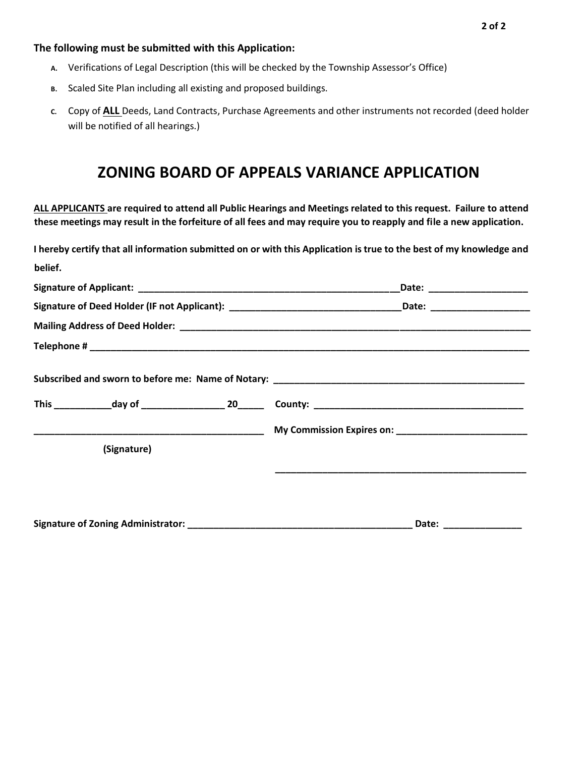**The following must be submitted with this Application:**

A. Verifications of Legal Description (this will be checked by the Township Assessor's Office)

B. Scaled Site Plan including all existing and proposed buildings.

C. Copy of **ALL** Deeds, Land Contracts, Purchase Agreements and other instruments not recorded (deed holder will be notified of all hearings.)

# ZONING BOARD OF APPEALS VARIANCE APPLICATION

**ALL APPLICANTS are required to attend all Public Hearings and Meetings related to this request. Failure to attend these meetings may result in the forfeiture of all fees and may require you to reapply and file a new application.**

**I hereby certify that all information submitted on or with this Application is true to the best of my knowledge and belief.**

**Signature of Applicant:** ___________________________________________________**Date:** ___________________

**Signature of Deed Holder (IF not Applicant):** _________________________________**Date:** ___________________

**Mailing Address of Deed Holder:** ______________________________________________________________________

**Telephone #** ______________________________________________________________________________________

**Subscribed and sworn to before me: Name of Notary:** _________________________________________________

**This** ___________**day of** ________________ **20**_____ **County:** ________________________________________

_____________________________________________ **My Commission Expires on:** _________________________

**(Signature)**

_________________________________________________

**Signature of Zoning Administrator:** ____________________________________________ **Date:** _______________